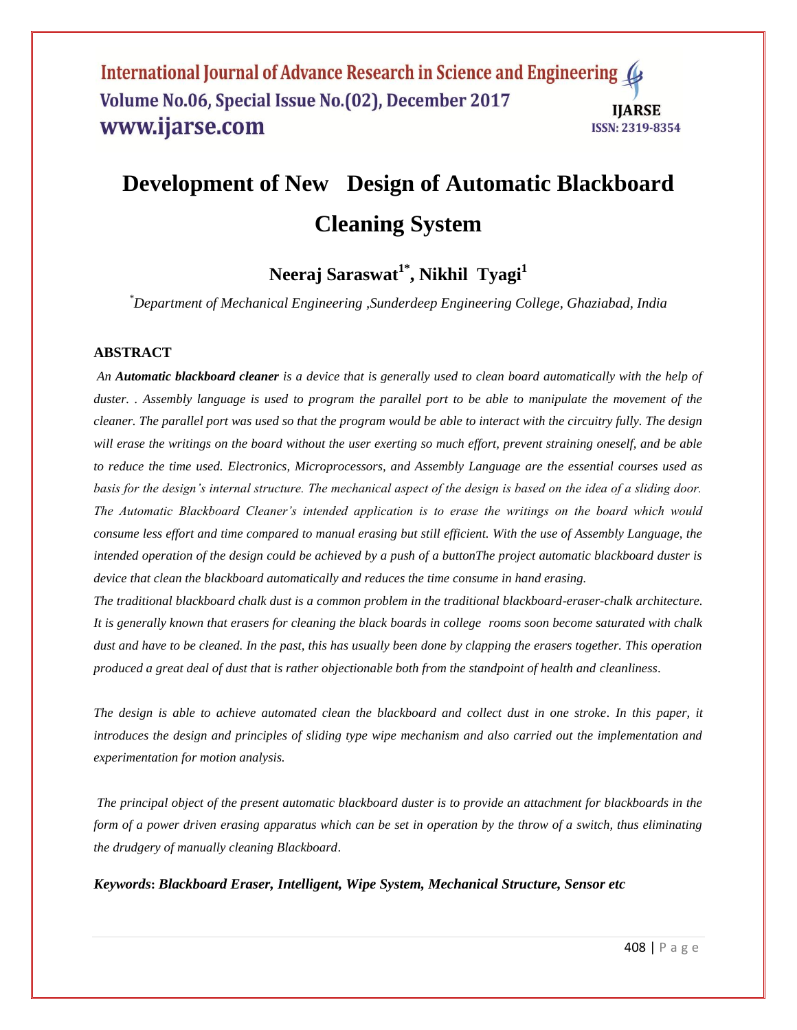# Development of New Design of Automatic Blackboard Cleaning System

**Neeraj Saraswat[1*], Nikhil Tyagi[1]**

*[*]Department of Mechanical Engineering ,Sunderdeep Engineering College, Ghaziabad, India*

## ABSTRACT

*An **Automatic blackboard cleaner** is a device that is generally used to clean board automatically with the help of duster. . Assembly language is used to program the parallel port to be able to manipulate the movement of the cleaner. The parallel port was used so that the program would be able to interact with the circuitry fully. The design will erase the writings on the board without the user exerting so much effort, prevent straining oneself, and be able to reduce the time used. Electronics, Microprocessors, and Assembly Language are the essential courses used as basis for the design's internal structure. The mechanical aspect of the design is based on the idea of a sliding door. The Automatic Blackboard Cleaner's intended application is to erase the writings on the board which would consume less effort and time compared to manual erasing but still efficient. With the use of Assembly Language, the intended operation of the design could be achieved by a push of a buttonThe project automatic blackboard duster is device that clean the blackboard automatically and reduces the time consume in hand erasing.*

*The traditional blackboard chalk dust is a common problem in the traditional blackboard-eraser-chalk architecture. It is generally known that erasers for cleaning the black boards in college rooms soon become saturated with chalk dust and have to be cleaned. In the past, this has usually been done by clapping the erasers together. This operation produced a great deal of dust that is rather objectionable both from the standpoint of health and cleanliness.*

*The design is able to achieve automated clean the blackboard and collect dust in one stroke. In this paper, it introduces the design and principles of sliding type wipe mechanism and also carried out the implementation and experimentation for motion analysis.*

*The principal object of the present automatic blackboard duster is to provide an attachment for blackboards in the form of a power driven erasing apparatus which can be set in operation by the throw of a switch, thus eliminating the drudgery of manually cleaning Blackboard.*

***Keywords*: *Blackboard Eraser, Intelligent, Wipe System, Mechanical Structure, Sensor etc***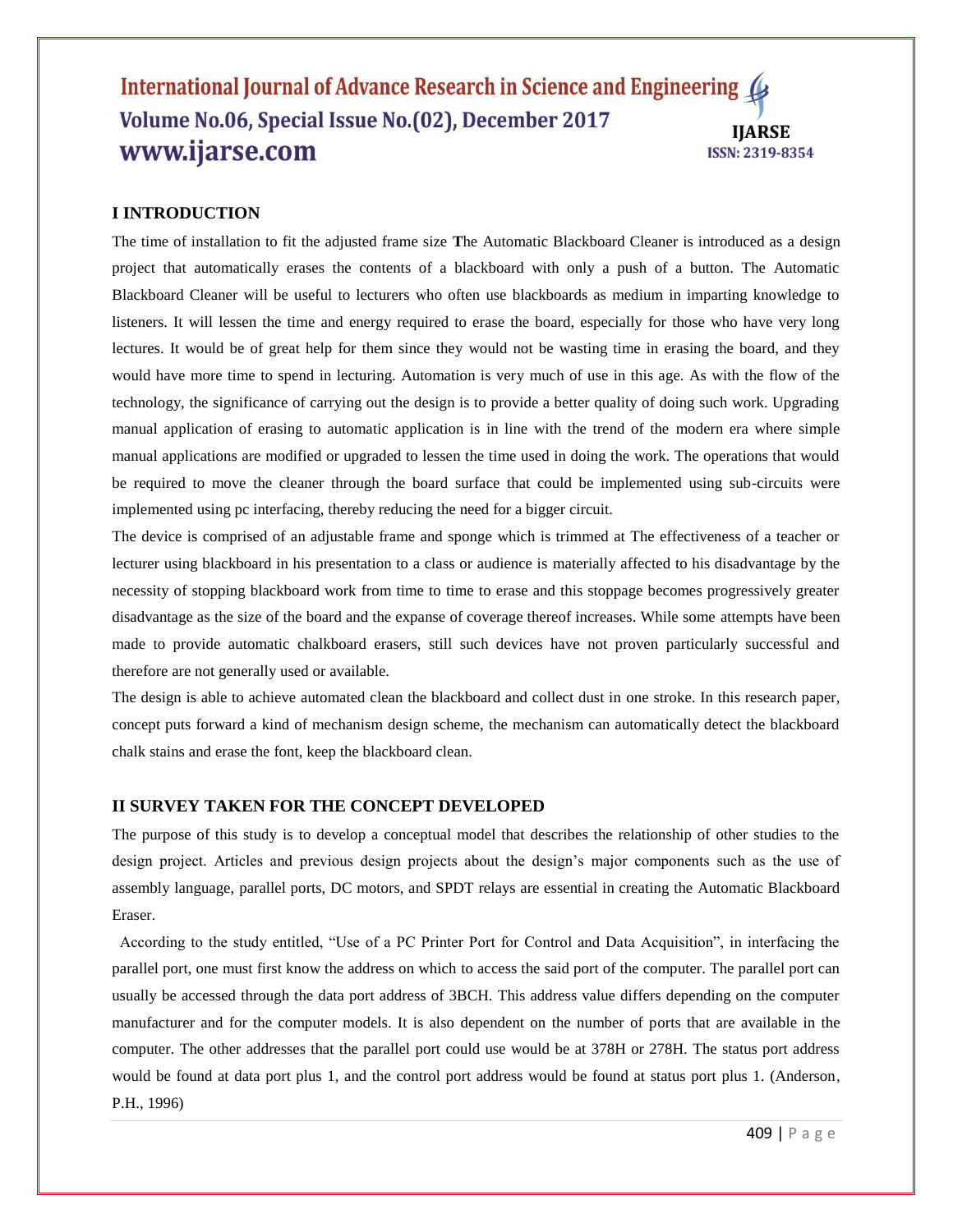## I INTRODUCTION

The time of installation to fit the adjusted frame size **T**he Automatic Blackboard Cleaner is introduced as a design project that automatically erases the contents of a blackboard with only a push of a button. The Automatic Blackboard Cleaner will be useful to lecturers who often use blackboards as medium in imparting knowledge to listeners. It will lessen the time and energy required to erase the board, especially for those who have very long lectures. It would be of great help for them since they would not be wasting time in erasing the board, and they would have more time to spend in lecturing. Automation is very much of use in this age. As with the flow of the technology, the significance of carrying out the design is to provide a better quality of doing such work. Upgrading manual application of erasing to automatic application is in line with the trend of the modern era where simple manual applications are modified or upgraded to lessen the time used in doing the work. The operations that would be required to move the cleaner through the board surface that could be implemented using sub-circuits were implemented using pc interfacing, thereby reducing the need for a bigger circuit.

The device is comprised of an adjustable frame and sponge which is trimmed at The effectiveness of a teacher or lecturer using blackboard in his presentation to a class or audience is materially affected to his disadvantage by the necessity of stopping blackboard work from time to time to erase and this stoppage becomes progressively greater disadvantage as the size of the board and the expanse of coverage thereof increases. While some attempts have been made to provide automatic chalkboard erasers, still such devices have not proven particularly successful and therefore are not generally used or available.

The design is able to achieve automated clean the blackboard and collect dust in one stroke. In this research paper, concept puts forward a kind of mechanism design scheme, the mechanism can automatically detect the blackboard chalk stains and erase the font, keep the blackboard clean.

## II SURVEY TAKEN FOR THE CONCEPT DEVELOPED

The purpose of this study is to develop a conceptual model that describes the relationship of other studies to the design project. Articles and previous design projects about the design's major components such as the use of assembly language, parallel ports, DC motors, and SPDT relays are essential in creating the Automatic Blackboard Eraser.

According to the study entitled, "Use of a PC Printer Port for Control and Data Acquisition", in interfacing the parallel port, one must first know the address on which to access the said port of the computer. The parallel port can usually be accessed through the data port address of 3BCH. This address value differs depending on the computer manufacturer and for the computer models. It is also dependent on the number of ports that are available in the computer. The other addresses that the parallel port could use would be at 378H or 278H. The status port address would be found at data port plus 1, and the control port address would be found at status port plus 1. (Anderson, P.H., 1996)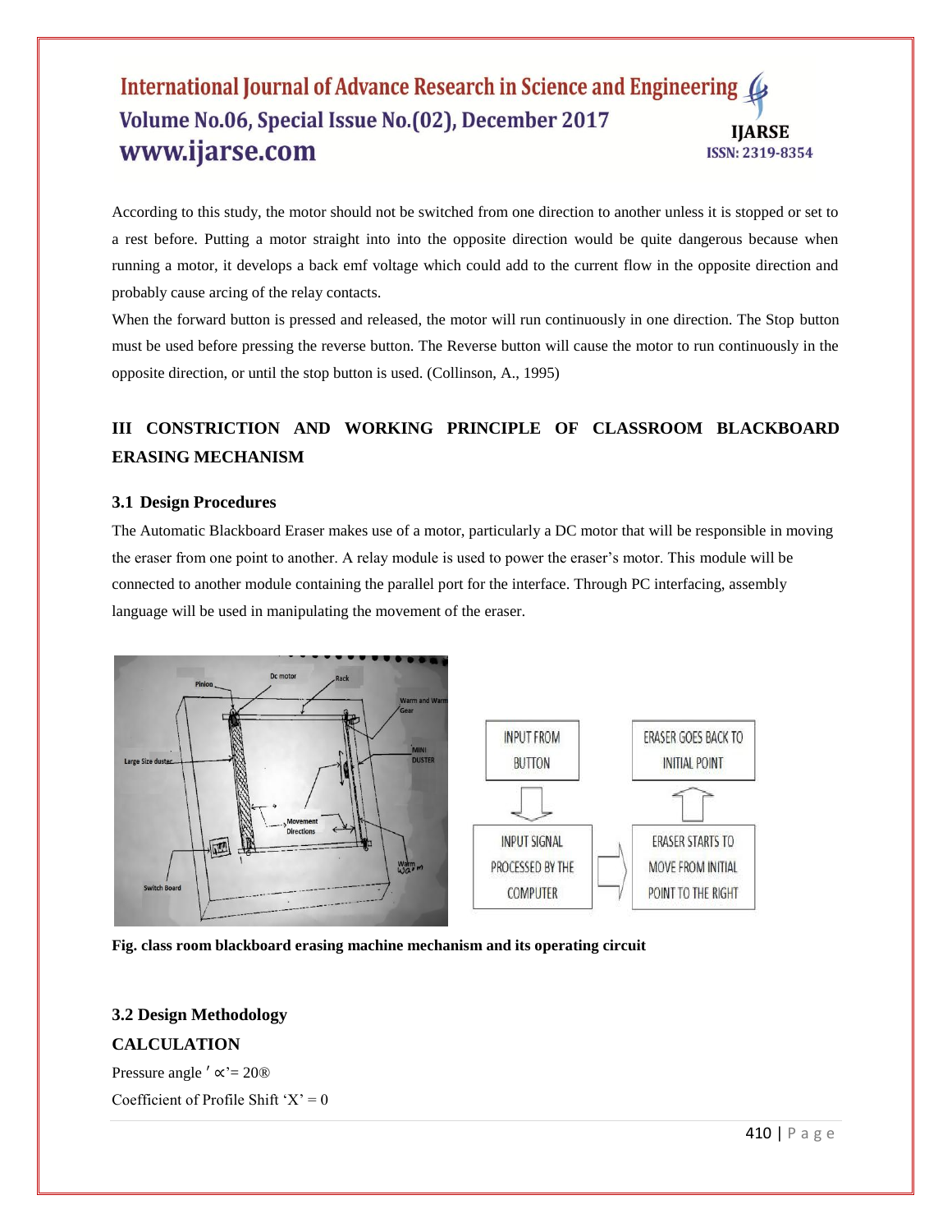According to this study, the motor should not be switched from one direction to another unless it is stopped or set to a rest before. Putting a motor straight into into the opposite direction would be quite dangerous because when running a motor, it develops a back emf voltage which could add to the current flow in the opposite direction and probably cause arcing of the relay contacts.

When the forward button is pressed and released, the motor will run continuously in one direction. The Stop button must be used before pressing the reverse button. The Reverse button will cause the motor to run continuously in the opposite direction, or until the stop button is used. (Collinson, A., 1995)

## III CONSTRICTION AND WORKING PRINCIPLE OF CLASSROOM BLACKBOARD ERASING MECHANISM

### 3.1 Design Procedures

The Automatic Blackboard Eraser makes use of a motor, particularly a DC motor that will be responsible in moving the eraser from one point to another. A relay module is used to power the eraser's motor. This module will be connected to another module containing the parallel port for the interface. Through PC interfacing, assembly language will be used in manipulating the movement of the eraser.

Pinion
Dc motor
Rack
Warm and Warm Gear
Large Size duster
MINI DUSTER
Movement Directions
Switch Board
Warm

INPUT FROM BUTTON
INPUT SIGNAL PROCESSED BY THE COMPUTER
ERASER STARTS TO MOVE FROM INITIAL POINT TO THE RIGHT
ERASER GOES BACK TO INITIAL POINT

**Fig. class room blackboard erasing machine mechanism and its operating circuit**

### 3.2 Design Methodology

**CALCULATION**

Pressure angle '∝'= 20®

Coefficient of Profile Shift 'X' = 0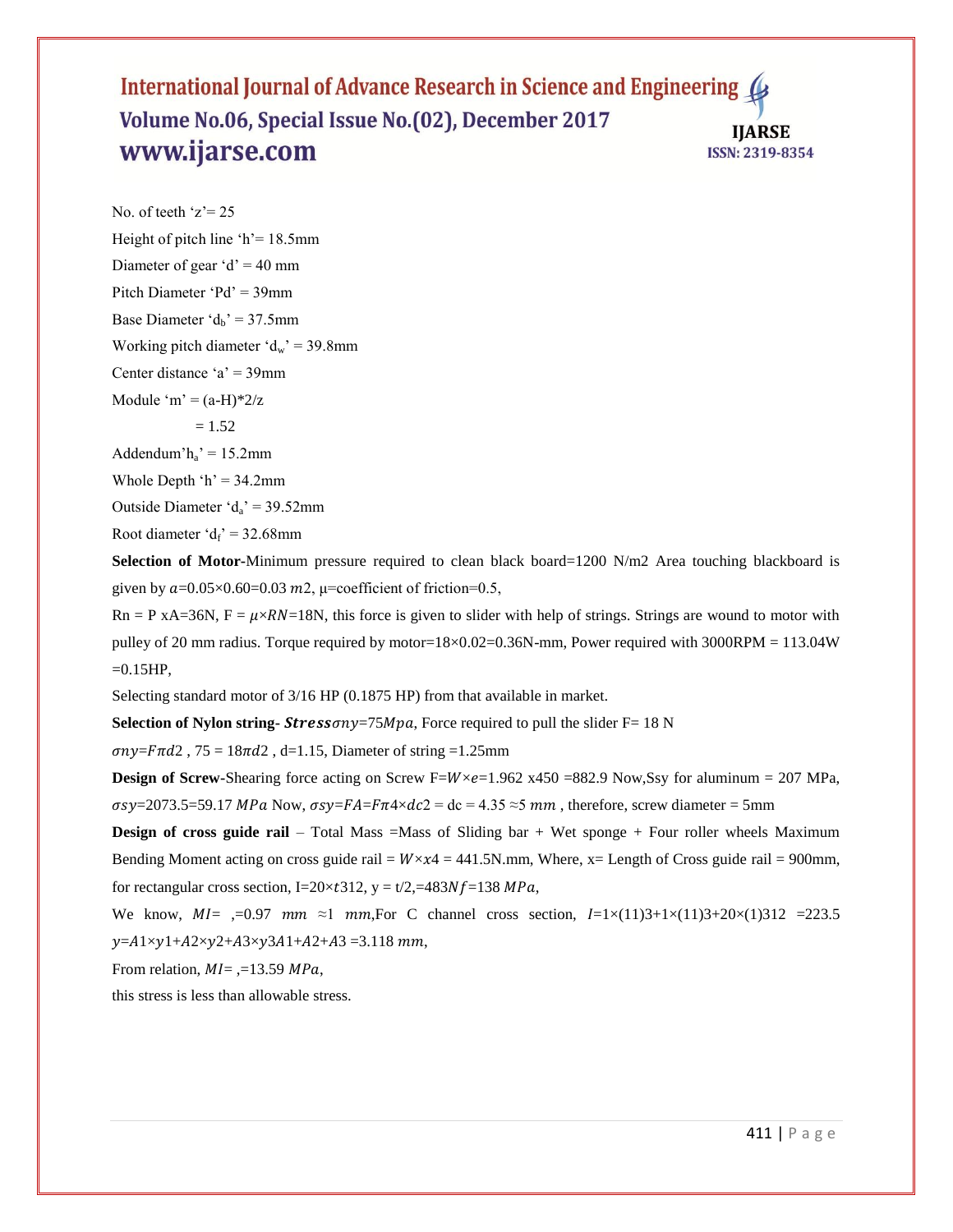No. of teeth 'z'= 25

Height of pitch line 'h'= 18.5mm

Diameter of gear 'd' = 40 mm

Pitch Diameter 'Pd' = 39mm

Base Diameter '$d_b$' = 37.5mm

Working pitch diameter '$d_w$' = 39.8mm

Center distance 'a' = 39mm

Module 'm' = (a-H)*2/z

= 1.52

Addendum'$h_a$' = 15.2mm

Whole Depth 'h' = 34.2mm

Outside Diameter '$d_a$' = 39.52mm

Root diameter '$d_f$' = 32.68mm

**Selection of Motor-**Minimum pressure required to clean black board=1200 N/m2 Area touching blackboard is given by $a$=0.05×0.60=0.03 $m2$, μ=coefficient of friction=0.5,

Rn = P xA=36N, F = $\mu\times RN$=18N, this force is given to slider with help of strings. Strings are wound to motor with pulley of 20 mm radius. Torque required by motor=18×0.02=0.36N-mm, Power required with 3000RPM = 113.04W =0.15HP,

Selecting standard motor of 3/16 HP (0.1875 HP) from that available in market.

**Selection of Nylon string-** $\boldsymbol{Stress}\sigma ny$=75$Mpa$, Force required to pull the slider F= 18 N

$\sigma ny$=$F\pi d2$ , 75 = 18$\pi d2$ , d=1.15, Diameter of string =1.25mm

**Design of Screw-**Shearing force acting on Screw F=$W\times e$=1.962 x450 =882.9 Now,Ssy for aluminum = 207 MPa, $\sigma sy$=2073.5=59.17 $MPa$ Now, $\sigma sy$=$FA$=$F\pi 4\times dc2$ = dc = 4.35 ≈5 $mm$ , therefore, screw diameter = 5mm

**Design of cross guide rail** – Total Mass =Mass of Sliding bar + Wet sponge + Four roller wheels Maximum Bending Moment acting on cross guide rail = $W\times x4$ = 441.5N.mm, Where, x= Length of Cross guide rail = 900mm, for rectangular cross section, I=20×$t$312, y = t/2,=483$Nf$=138 $MPa$,

We know, $MI$= ,=0.97 $mm$ ≈1 $mm$,For C channel cross section, $I$=1×(11)3+1×(11)3+20×(1)312 =223.5 $y$=$A1\times y1$+$A2\times y2$+$A3\times y3A1$+$A2$+$A3$ =3.118 $mm$,

From relation, $MI$= ,=13.59 $MPa$,

this stress is less than allowable stress.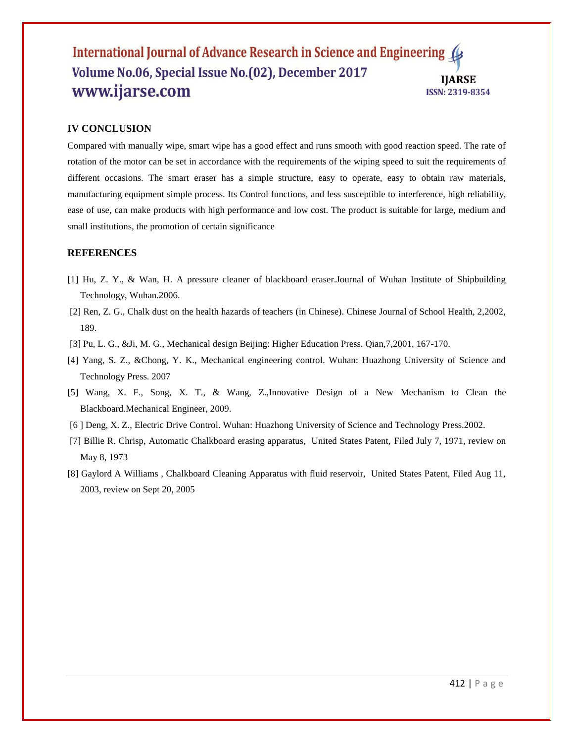## IV CONCLUSION

Compared with manually wipe, smart wipe has a good effect and runs smooth with good reaction speed. The rate of rotation of the motor can be set in accordance with the requirements of the wiping speed to suit the requirements of different occasions. The smart eraser has a simple structure, easy to operate, easy to obtain raw materials, manufacturing equipment simple process. Its Control functions, and less susceptible to interference, high reliability, ease of use, can make products with high performance and low cost. The product is suitable for large, medium and small institutions, the promotion of certain significance

## REFERENCES

[1] Hu, Z. Y., & Wan, H. A pressure cleaner of blackboard eraser.Journal of Wuhan Institute of Shipbuilding Technology, Wuhan.2006.

[2] Ren, Z. G., Chalk dust on the health hazards of teachers (in Chinese). Chinese Journal of School Health, 2,2002, 189.

[3] Pu, L. G., &Ji, M. G., Mechanical design Beijing: Higher Education Press. Qian,7,2001, 167-170.

[4] Yang, S. Z., &Chong, Y. K., Mechanical engineering control. Wuhan: Huazhong University of Science and Technology Press. 2007

[5] Wang, X. F., Song, X. T., & Wang, Z.,Innovative Design of a New Mechanism to Clean the Blackboard.Mechanical Engineer, 2009.

[6 ] Deng, X. Z., Electric Drive Control. Wuhan: Huazhong University of Science and Technology Press.2002.

[7] Billie R. Chrisp, Automatic Chalkboard erasing apparatus, United States Patent, Filed July 7, 1971, review on May 8, 1973

[8] Gaylord A Williams , Chalkboard Cleaning Apparatus with fluid reservoir, United States Patent, Filed Aug 11, 2003, review on Sept 20, 2005